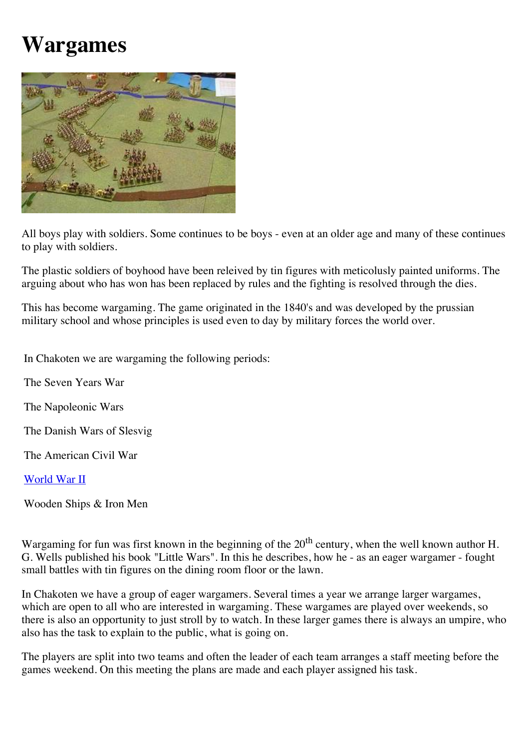# Wargames

All boys play with soldiers. Some continues to be boys - even at an older age and many of these continues to play with soldiers.

The plastic soldiers of boyhood have been releived by tin figures with meticolusly painted uniforms. The arguing about who has won has been replaced by rules and the fighting is resolved through the dies.

This has become wargaming. The game originated in the 1840's and was developed by the prussian military school and whose principles is used even to day by military forces the world over.

In Chakoten we are wargaming the following periods:

The Seven Years War

The Napoleonic Wars

The Danish Wars of Slesvig

The American Civil War

World War II

Wooden Ships & Iron Men

Wargaming for fun was first known in the beginning of the 20th century, when the well known author H. G. Wells published his book "Little Wars". In this he describes, how he - as an eager wargamer - fought small battles with tin figures on the dining room floor or the lawn.

In Chakoten we have a group of eager wargamers. Several times a year we arrange larger wargames, which are open to all who are interested in wargaming. These wargames are played over weekends, so there is also an opportunity to just stroll by to watch. In these larger games there is always an umpire, who also has the task to explain to the public, what is going on.

The players are split into two teams and often the leader of each team arranges a staff meeting before the games weekend. On this meeting the plans are made and each player assigned his task.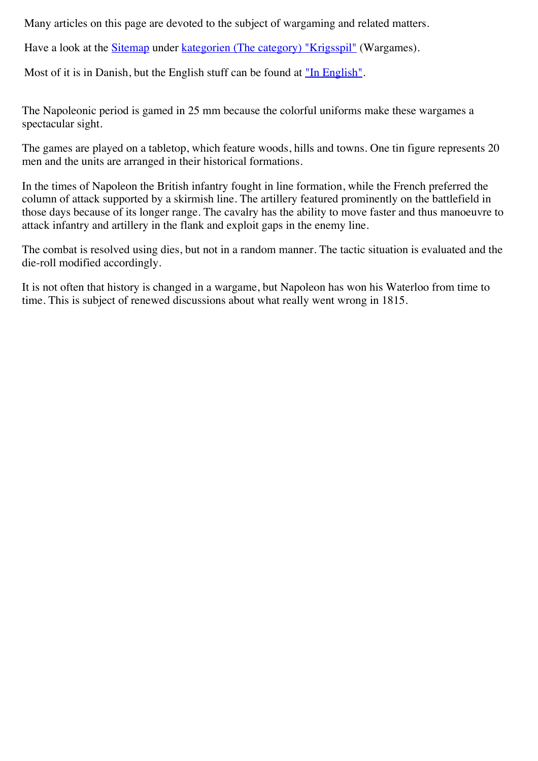Many articles on this page are devoted to the subject of wargaming and related matters.

Have a look at the Sitemap under kategorien (The category) "Krigsspil" (Wargames).

Most of it is in Danish, but the English stuff can be found at "In English".

The Napoleonic period is gamed in 25 mm because the colorful uniforms make these wargames a spectacular sight.

The games are played on a tabletop, which feature woods, hills and towns. One tin figure represents 20 men and the units are arranged in their historical formations.

In the times of Napoleon the British infantry fought in line formation, while the French preferred the column of attack supported by a skirmish line. The artillery featured prominently on the battlefield in those days because of its longer range. The cavalry has the ability to move faster and thus manoeuvre to attack infantry and artillery in the flank and exploit gaps in the enemy line.

The combat is resolved using dies, but not in a random manner. The tactic situation is evaluated and the die-roll modified accordingly.

It is not often that history is changed in a wargame, but Napoleon has won his Waterloo from time to time. This is subject of renewed discussions about what really went wrong in 1815.